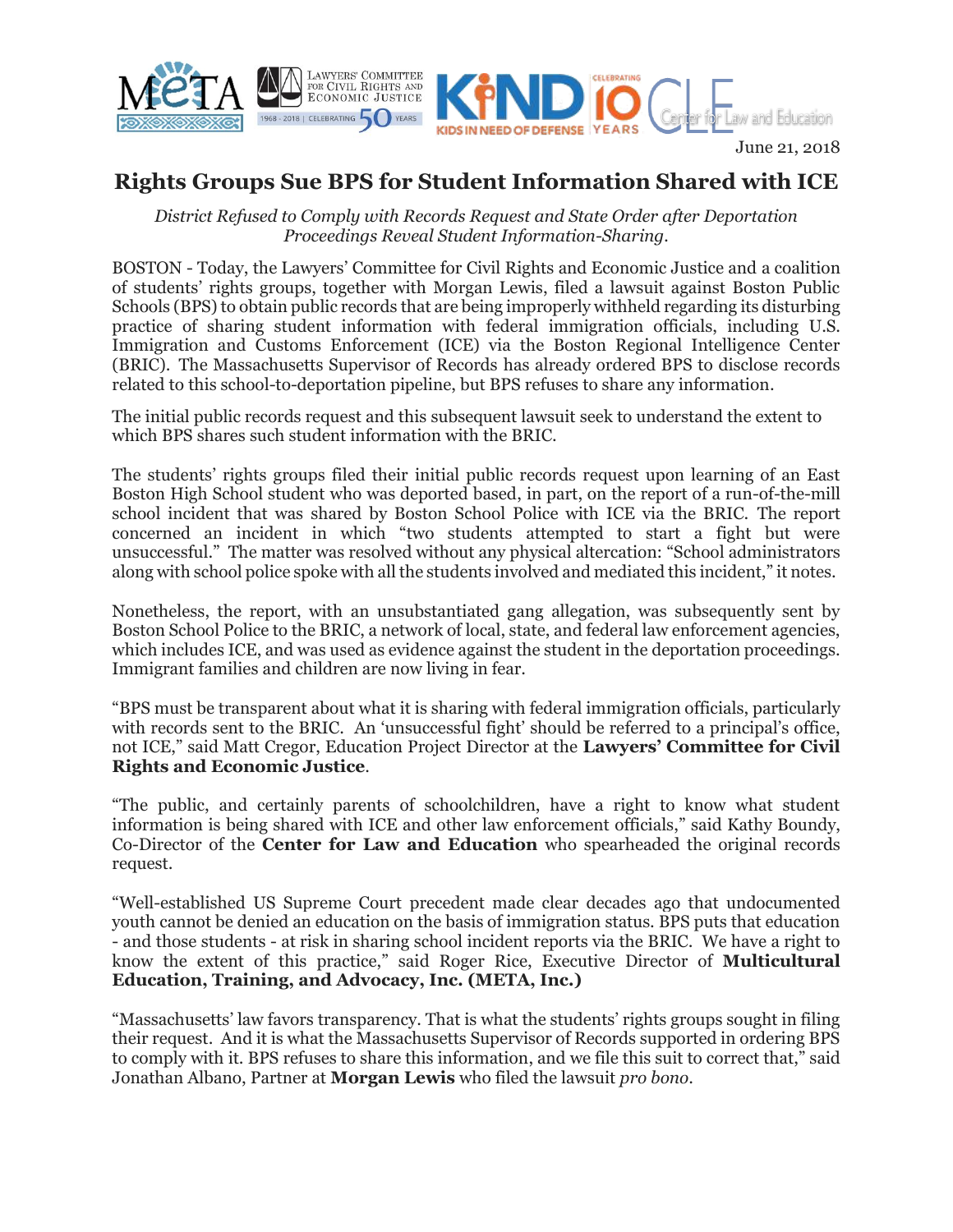June 21, 2018

# Rights Groups Sue BPS for Student Information Shared with ICE

*District Refused to Comply with Records Request and State Order after Deportation Proceedings Reveal Student Information-Sharing.*

BOSTON - Today, the Lawyers' Committee for Civil Rights and Economic Justice and a coalition of students' rights groups, together with Morgan Lewis, filed a lawsuit against Boston Public Schools (BPS) to obtain public records that are being improperly withheld regarding its disturbing practice of sharing student information with federal immigration officials, including U.S. Immigration and Customs Enforcement (ICE) via the Boston Regional Intelligence Center (BRIC). The Massachusetts Supervisor of Records has already ordered BPS to disclose records related to this school-to-deportation pipeline, but BPS refuses to share any information.

The initial public records request and this subsequent lawsuit seek to understand the extent to which BPS shares such student information with the BRIC.

The students' rights groups filed their initial public records request upon learning of an East Boston High School student who was deported based, in part, on the report of a run-of-the-mill school incident that was shared by Boston School Police with ICE via the BRIC. The report concerned an incident in which "two students attempted to start a fight but were unsuccessful." The matter was resolved without any physical altercation: "School administrators along with school police spoke with all the students involved and mediated this incident," it notes.

Nonetheless, the report, with an unsubstantiated gang allegation, was subsequently sent by Boston School Police to the BRIC, a network of local, state, and federal law enforcement agencies, which includes ICE, and was used as evidence against the student in the deportation proceedings. Immigrant families and children are now living in fear.

"BPS must be transparent about what it is sharing with federal immigration officials, particularly with records sent to the BRIC. An 'unsuccessful fight' should be referred to a principal's office, not ICE," said Matt Cregor, Education Project Director at the **Lawyers' Committee for Civil Rights and Economic Justice**.

"The public, and certainly parents of schoolchildren, have a right to know what student information is being shared with ICE and other law enforcement officials," said Kathy Boundy, Co-Director of the **Center for Law and Education** who spearheaded the original records request.

"Well-established US Supreme Court precedent made clear decades ago that undocumented youth cannot be denied an education on the basis of immigration status. BPS puts that education - and those students - at risk in sharing school incident reports via the BRIC. We have a right to know the extent of this practice," said Roger Rice, Executive Director of **Multicultural Education, Training, and Advocacy, Inc. (META, Inc.)**

"Massachusetts' law favors transparency. That is what the students' rights groups sought in filing their request. And it is what the Massachusetts Supervisor of Records supported in ordering BPS to comply with it. BPS refuses to share this information, and we file this suit to correct that," said Jonathan Albano, Partner at **Morgan Lewis** who filed the lawsuit *pro bono*.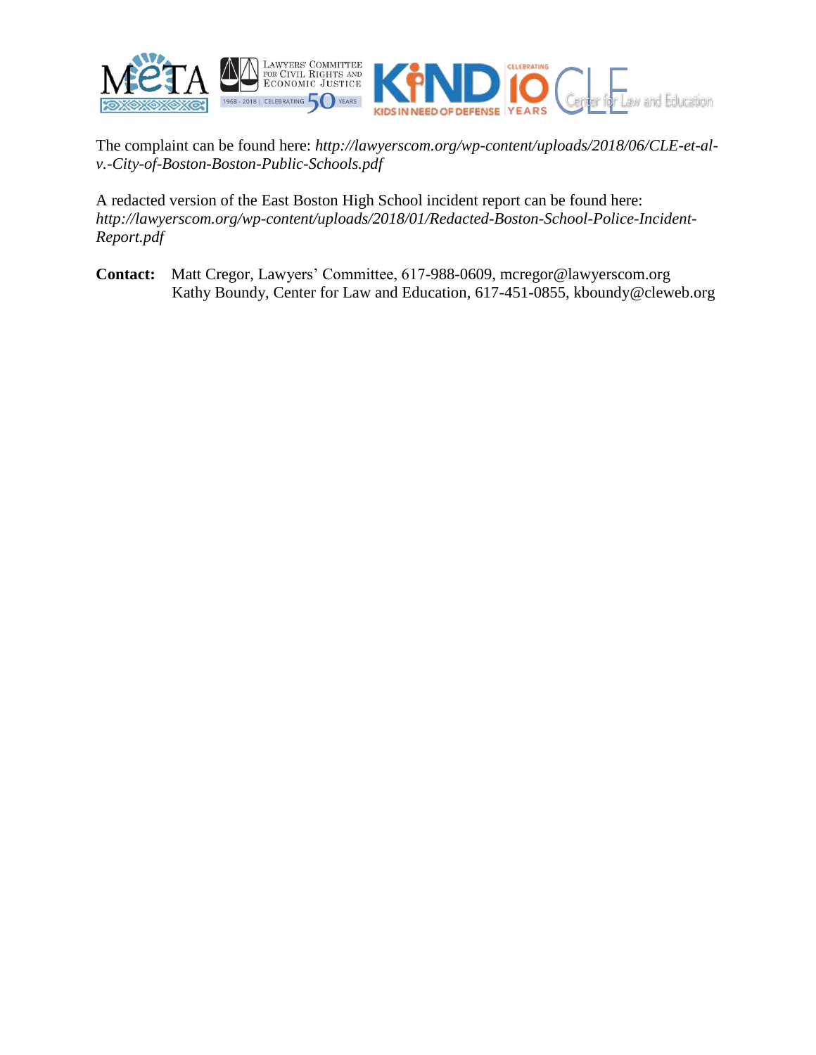The complaint can be found here: *http://lawyerscom.org/wp-content/uploads/2018/06/CLE-et-al-v.-City-of-Boston-Boston-Public-Schools.pdf*

A redacted version of the East Boston High School incident report can be found here: *http://lawyerscom.org/wp-content/uploads/2018/01/Redacted-Boston-School-Police-Incident-Report.pdf*

**Contact:** Matt Cregor, Lawyers' Committee, 617-988-0609, mcregor@lawyerscom.org
Kathy Boundy, Center for Law and Education, 617-451-0855, kboundy@cleweb.org